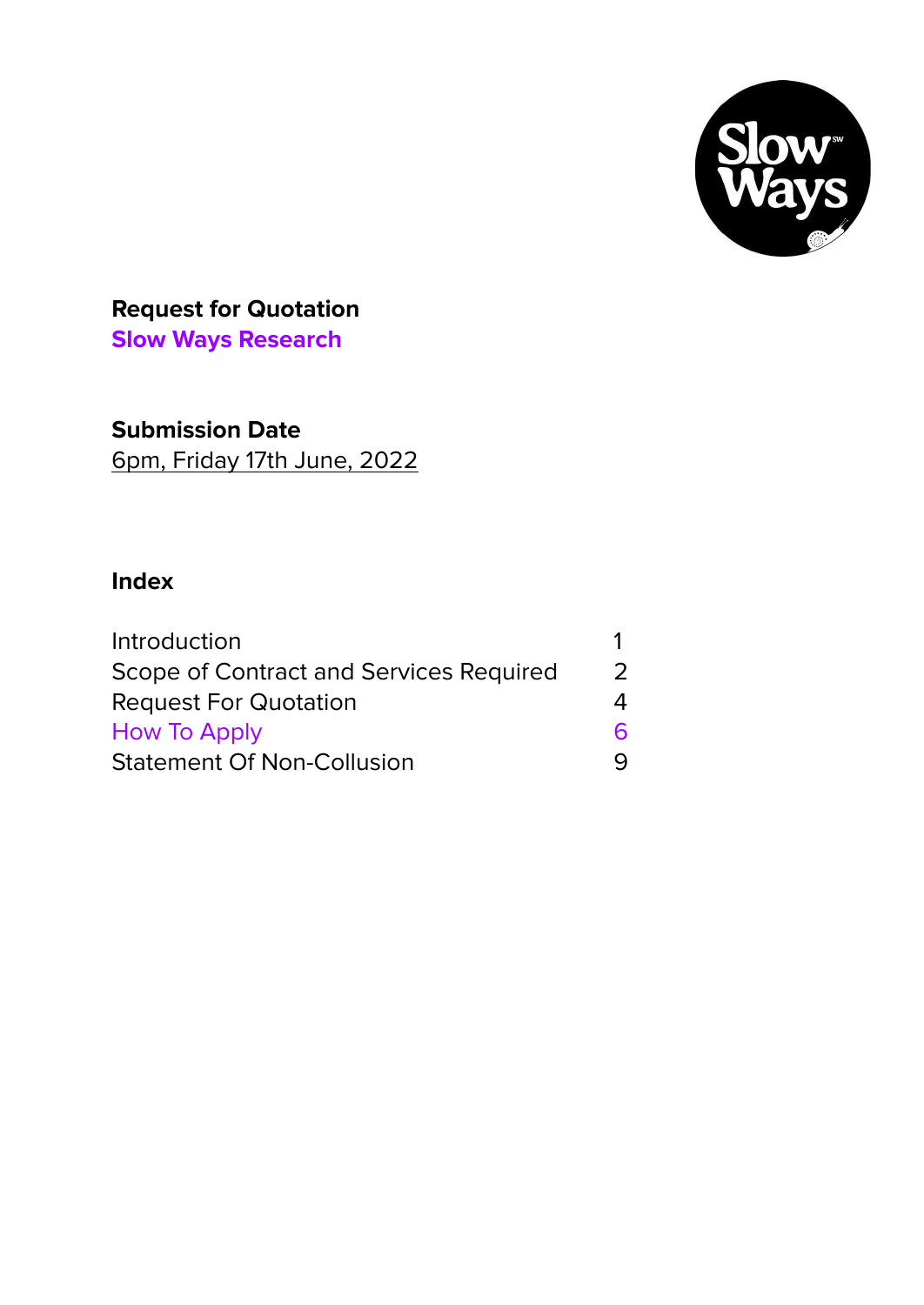**Request for Quotation**
**Slow Ways Research**

**Submission Date**
6pm, Friday 17th June, 2022

## Index

| | |
|---|---|
| Introduction | 1 |
| Scope of Contract and Services Required | 2 |
| Request For Quotation | 4 |
| How To Apply | 6 |
| Statement Of Non-Collusion | 9 |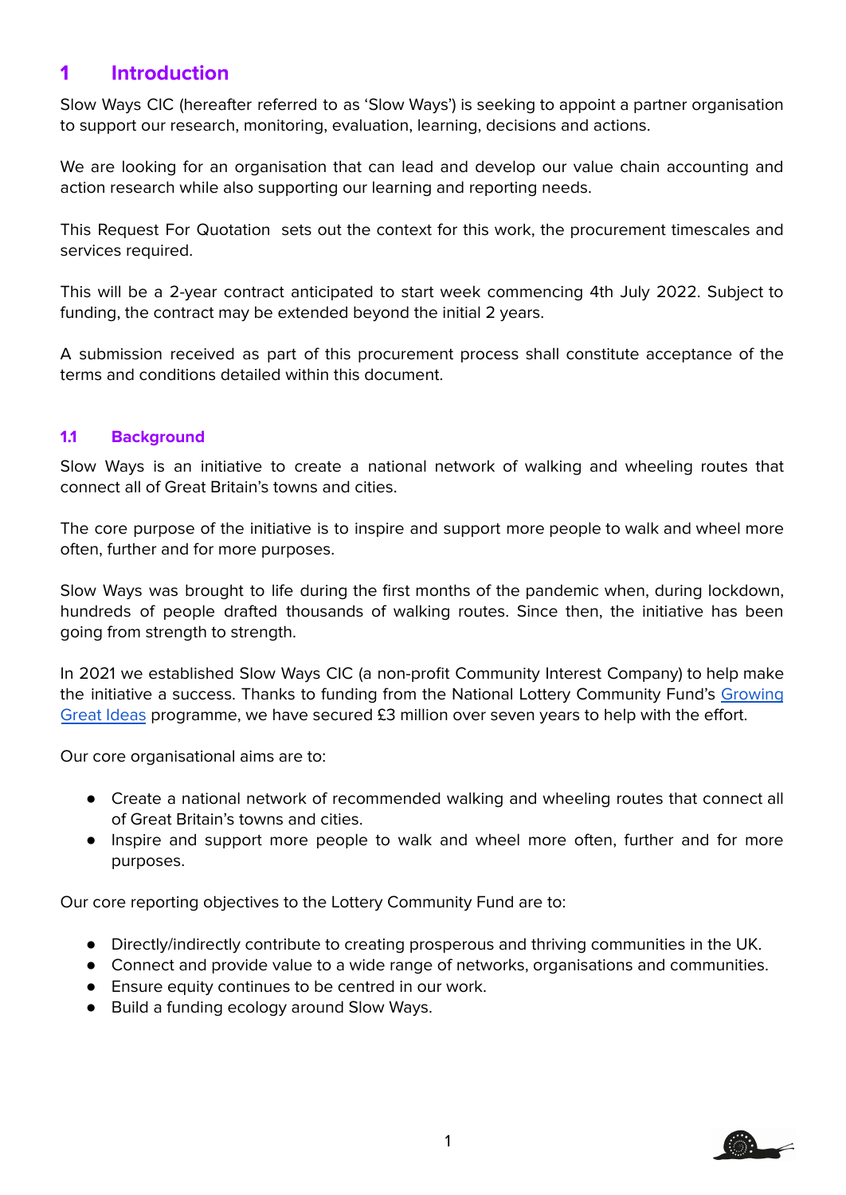# 1 Introduction

Slow Ways CIC (hereafter referred to as 'Slow Ways') is seeking to appoint a partner organisation to support our research, monitoring, evaluation, learning, decisions and actions.

We are looking for an organisation that can lead and develop our value chain accounting and action research while also supporting our learning and reporting needs.

This Request For Quotation sets out the context for this work, the procurement timescales and services required.

This will be a 2-year contract anticipated to start week commencing 4th July 2022. Subject to funding, the contract may be extended beyond the initial 2 years.

A submission received as part of this procurement process shall constitute acceptance of the terms and conditions detailed within this document.

## 1.1 Background

Slow Ways is an initiative to create a national network of walking and wheeling routes that connect all of Great Britain's towns and cities.

The core purpose of the initiative is to inspire and support more people to walk and wheel more often, further and for more purposes.

Slow Ways was brought to life during the first months of the pandemic when, during lockdown, hundreds of people drafted thousands of walking routes. Since then, the initiative has been going from strength to strength.

In 2021 we established Slow Ways CIC (a non-profit Community Interest Company) to help make the initiative a success. Thanks to funding from the National Lottery Community Fund's Growing Great Ideas programme, we have secured £3 million over seven years to help with the effort.

Our core organisational aims are to:

- Create a national network of recommended walking and wheeling routes that connect all of Great Britain's towns and cities.
- Inspire and support more people to walk and wheel more often, further and for more purposes.

Our core reporting objectives to the Lottery Community Fund are to:

- Directly/indirectly contribute to creating prosperous and thriving communities in the UK.
- Connect and provide value to a wide range of networks, organisations and communities.
- Ensure equity continues to be centred in our work.
- Build a funding ecology around Slow Ways.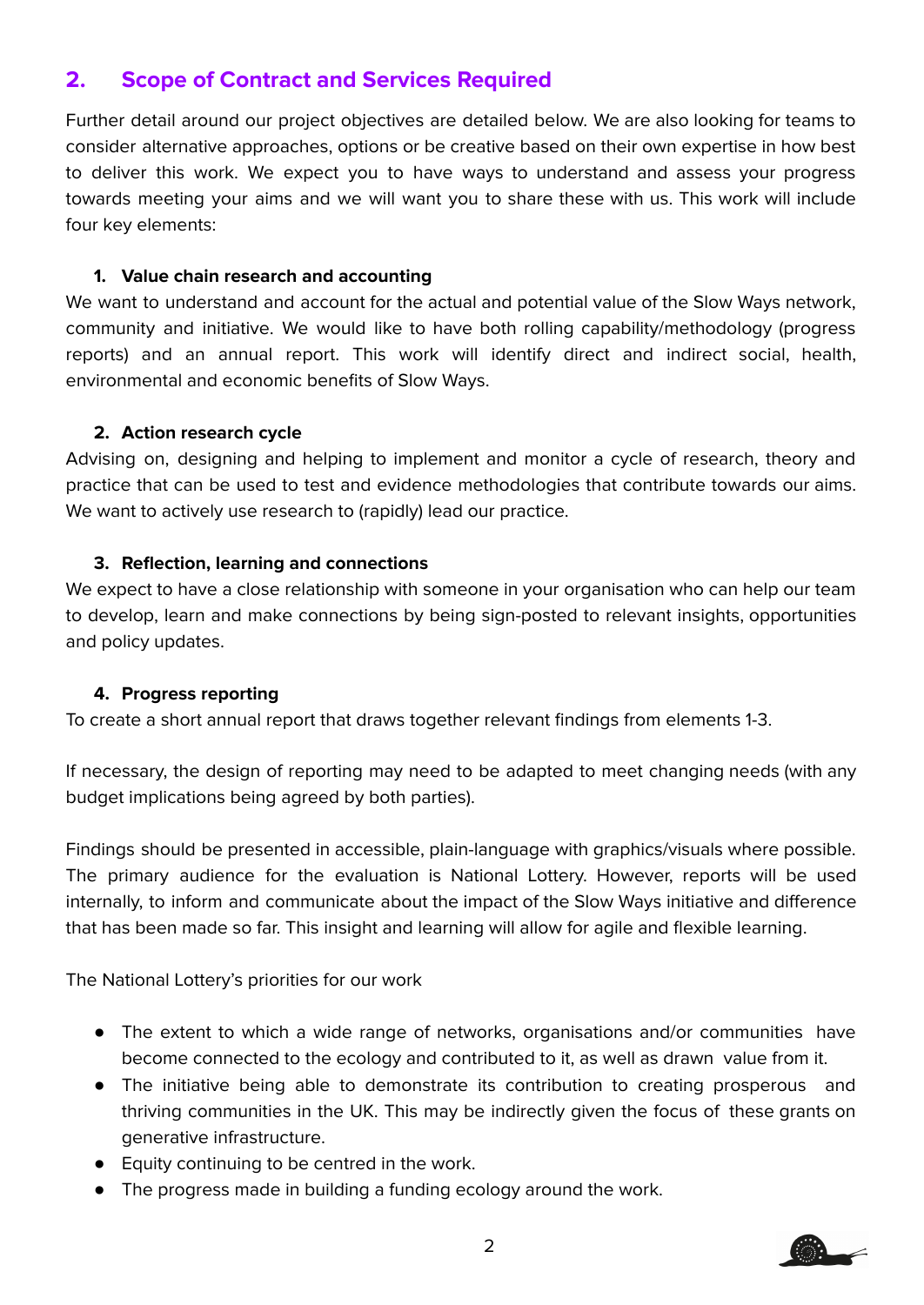## 2. Scope of Contract and Services Required

Further detail around our project objectives are detailed below. We are also looking for teams to consider alternative approaches, options or be creative based on their own expertise in how best to deliver this work. We expect you to have ways to understand and assess your progress towards meeting your aims and we will want you to share these with us. This work will include four key elements:

### 1. Value chain research and accounting

We want to understand and account for the actual and potential value of the Slow Ways network, community and initiative. We would like to have both rolling capability/methodology (progress reports) and an annual report. This work will identify direct and indirect social, health, environmental and economic benefits of Slow Ways.

### 2. Action research cycle

Advising on, designing and helping to implement and monitor a cycle of research, theory and practice that can be used to test and evidence methodologies that contribute towards our aims. We want to actively use research to (rapidly) lead our practice.

### 3. Reflection, learning and connections

We expect to have a close relationship with someone in your organisation who can help our team to develop, learn and make connections by being sign-posted to relevant insights, opportunities and policy updates.

### 4. Progress reporting

To create a short annual report that draws together relevant findings from elements 1-3.

If necessary, the design of reporting may need to be adapted to meet changing needs (with any budget implications being agreed by both parties).

Findings should be presented in accessible, plain-language with graphics/visuals where possible. The primary audience for the evaluation is National Lottery. However, reports will be used internally, to inform and communicate about the impact of the Slow Ways initiative and difference that has been made so far. This insight and learning will allow for agile and flexible learning.

The National Lottery's priorities for our work

- The extent to which a wide range of networks, organisations and/or communities have become connected to the ecology and contributed to it, as well as drawn value from it.
- The initiative being able to demonstrate its contribution to creating prosperous and thriving communities in the UK. This may be indirectly given the focus of these grants on generative infrastructure.
- Equity continuing to be centred in the work.
- The progress made in building a funding ecology around the work.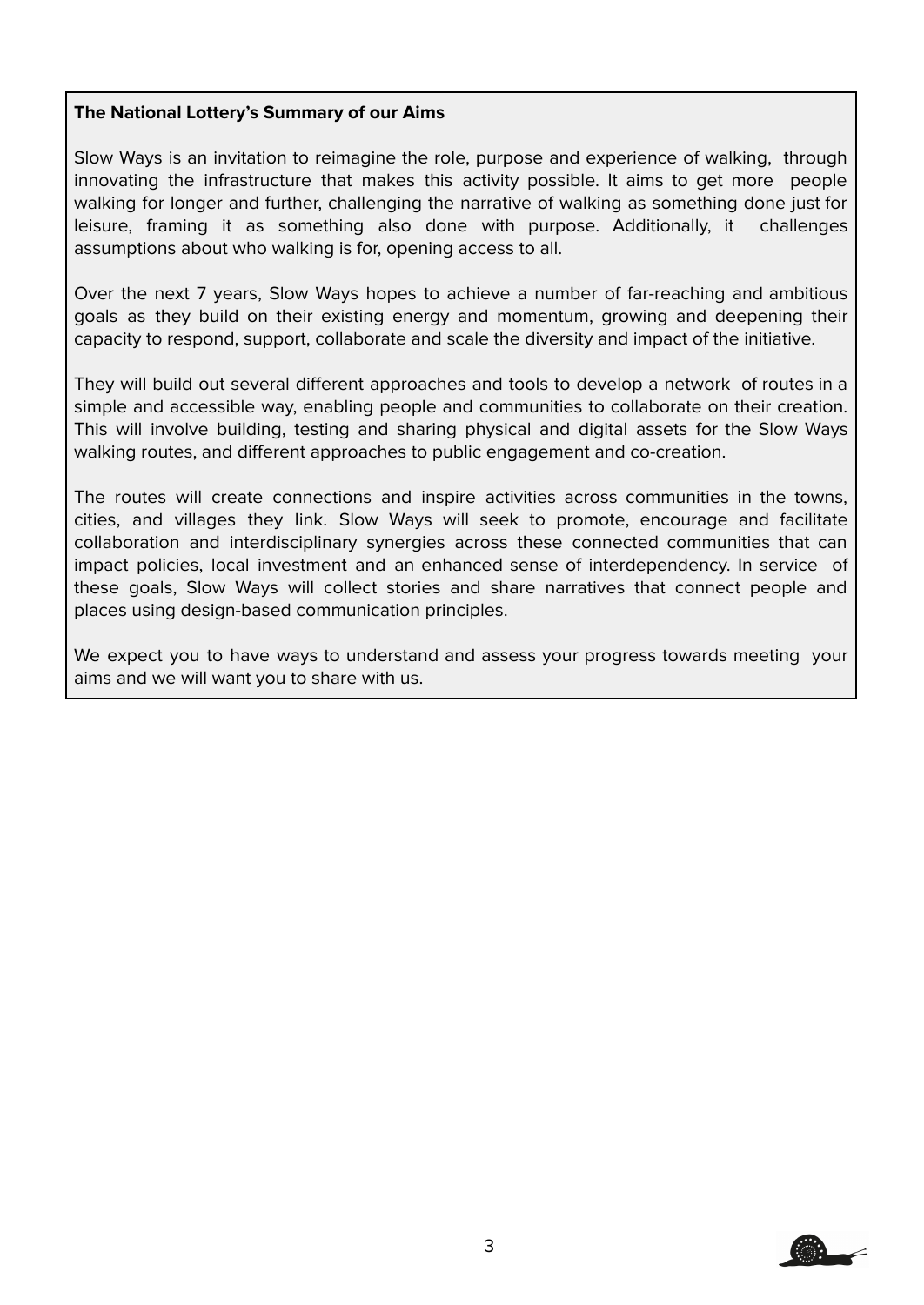**The National Lottery's Summary of our Aims**

Slow Ways is an invitation to reimagine the role, purpose and experience of walking, through innovating the infrastructure that makes this activity possible. It aims to get more people walking for longer and further, challenging the narrative of walking as something done just for leisure, framing it as something also done with purpose. Additionally, it challenges assumptions about who walking is for, opening access to all.

Over the next 7 years, Slow Ways hopes to achieve a number of far-reaching and ambitious goals as they build on their existing energy and momentum, growing and deepening their capacity to respond, support, collaborate and scale the diversity and impact of the initiative.

They will build out several different approaches and tools to develop a network of routes in a simple and accessible way, enabling people and communities to collaborate on their creation. This will involve building, testing and sharing physical and digital assets for the Slow Ways walking routes, and different approaches to public engagement and co-creation.

The routes will create connections and inspire activities across communities in the towns, cities, and villages they link. Slow Ways will seek to promote, encourage and facilitate collaboration and interdisciplinary synergies across these connected communities that can impact policies, local investment and an enhanced sense of interdependency. In service of these goals, Slow Ways will collect stories and share narratives that connect people and places using design-based communication principles.

We expect you to have ways to understand and assess your progress towards meeting your aims and we will want you to share with us.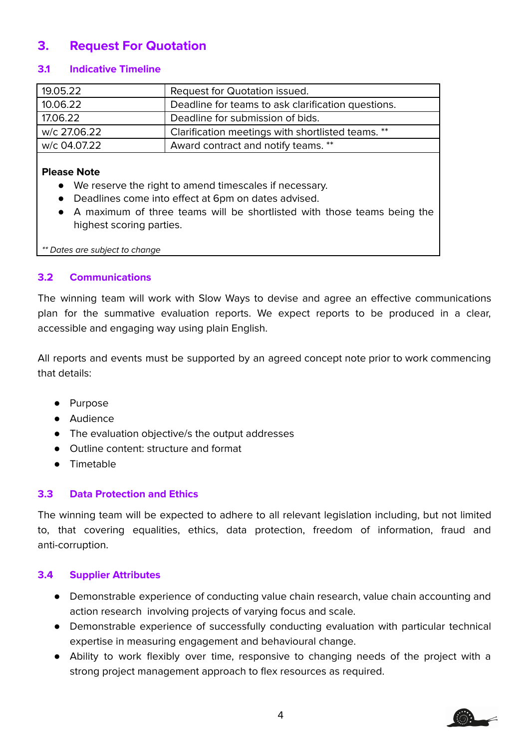## 3. Request For Quotation

### 3.1 Indicative Timeline

| | |
|---|---|
| 19.05.22 | Request for Quotation issued. |
| 10.06.22 | Deadline for teams to ask clarification questions. |
| 17.06.22 | Deadline for submission of bids. |
| w/c 27.06.22 | Clarification meetings with shortlisted teams. ** |
| w/c 04.07.22 | Award contract and notify teams. ** |

**Please Note**

- We reserve the right to amend timescales if necessary.
- Deadlines come into effect at 6pm on dates advised.
- A maximum of three teams will be shortlisted with those teams being the highest scoring parties.

*** Dates are subject to change*

### 3.2 Communications

The winning team will work with Slow Ways to devise and agree an effective communications plan for the summative evaluation reports. We expect reports to be produced in a clear, accessible and engaging way using plain English.

All reports and events must be supported by an agreed concept note prior to work commencing that details:

- Purpose
- Audience
- The evaluation objective/s the output addresses
- Outline content: structure and format
- Timetable

### 3.3 Data Protection and Ethics

The winning team will be expected to adhere to all relevant legislation including, but not limited to, that covering equalities, ethics, data protection, freedom of information, fraud and anti-corruption.

### 3.4 Supplier Attributes

- Demonstrable experience of conducting value chain research, value chain accounting and action research involving projects of varying focus and scale.
- Demonstrable experience of successfully conducting evaluation with particular technical expertise in measuring engagement and behavioural change.
- Ability to work flexibly over time, responsive to changing needs of the project with a strong project management approach to flex resources as required.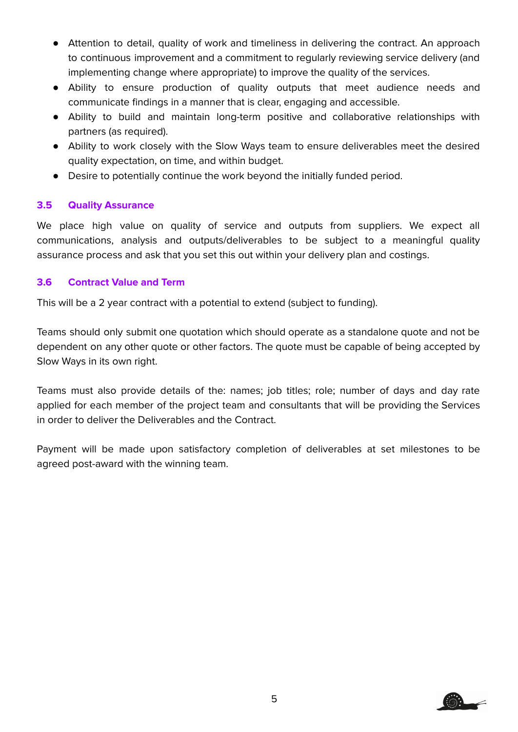- Attention to detail, quality of work and timeliness in delivering the contract. An approach to continuous improvement and a commitment to regularly reviewing service delivery (and implementing change where appropriate) to improve the quality of the services.
- Ability to ensure production of quality outputs that meet audience needs and communicate findings in a manner that is clear, engaging and accessible.
- Ability to build and maintain long-term positive and collaborative relationships with partners (as required).
- Ability to work closely with the Slow Ways team to ensure deliverables meet the desired quality expectation, on time, and within budget.
- Desire to potentially continue the work beyond the initially funded period.

### 3.5 Quality Assurance

We place high value on quality of service and outputs from suppliers. We expect all communications, analysis and outputs/deliverables to be subject to a meaningful quality assurance process and ask that you set this out within your delivery plan and costings.

### 3.6 Contract Value and Term

This will be a 2 year contract with a potential to extend (subject to funding).

Teams should only submit one quotation which should operate as a standalone quote and not be dependent on any other quote or other factors. The quote must be capable of being accepted by Slow Ways in its own right.

Teams must also provide details of the: names; job titles; role; number of days and day rate applied for each member of the project team and consultants that will be providing the Services in order to deliver the Deliverables and the Contract.

Payment will be made upon satisfactory completion of deliverables at set milestones to be agreed post-award with the winning team.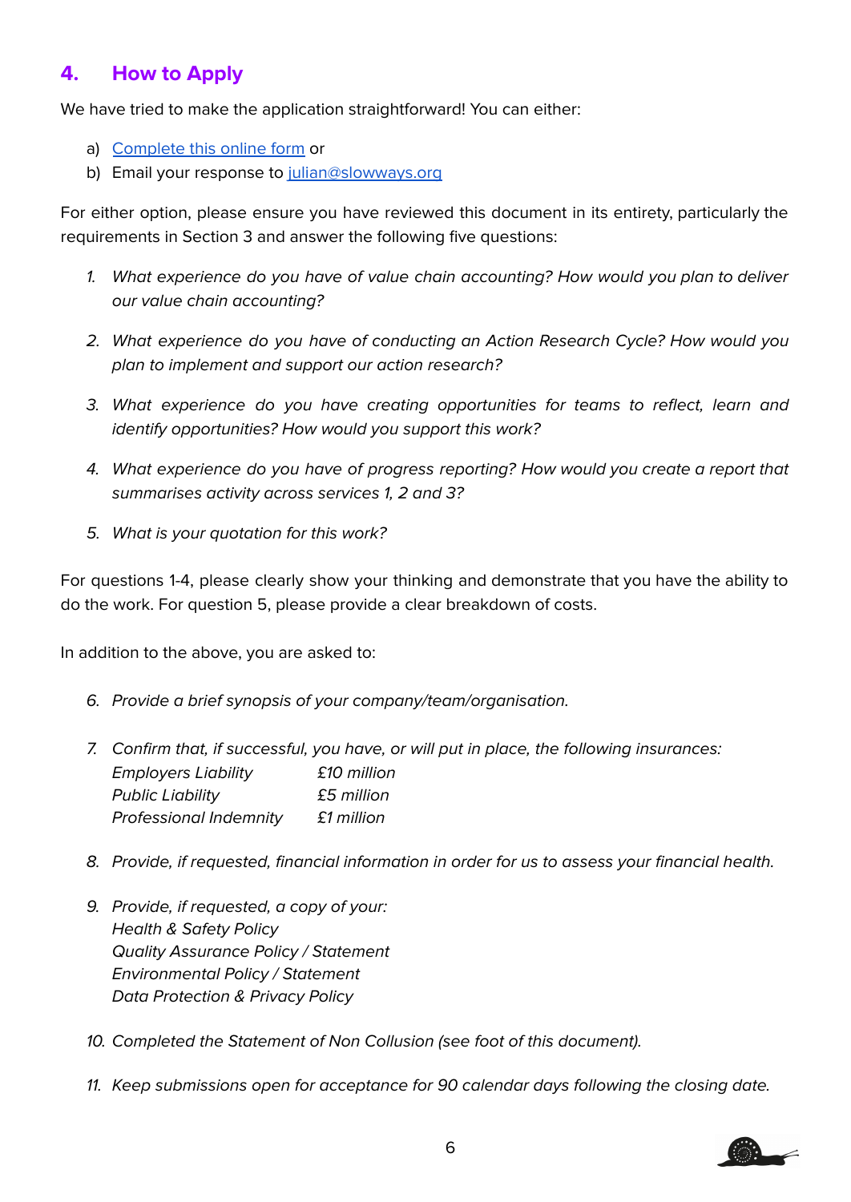## 4. How to Apply

We have tried to make the application straightforward! You can either:

a) Complete this online form or
b) Email your response to julian@slowways.org

For either option, please ensure you have reviewed this document in its entirety, particularly the requirements in Section 3 and answer the following five questions:

1. *What experience do you have of value chain accounting? How would you plan to deliver our value chain accounting?*

2. *What experience do you have of conducting an Action Research Cycle? How would you plan to implement and support our action research?*

3. *What experience do you have creating opportunities for teams to reflect, learn and identify opportunities? How would you support this work?*

4. *What experience do you have of progress reporting? How would you create a report that summarises activity across services 1, 2 and 3?*

5. *What is your quotation for this work?*

For questions 1-4, please clearly show your thinking and demonstrate that you have the ability to do the work. For question 5, please provide a clear breakdown of costs.

In addition to the above, you are asked to:

6. *Provide a brief synopsis of your company/team/organisation.*

7. *Confirm that, if successful, you have, or will put in place, the following insurances:*

| | |
|---|---|
| *Employers Liability* | *£10 million* |
| *Public Liability* | *£5 million* |
| *Professional Indemnity* | *£1 million* |

8. *Provide, if requested, financial information in order for us to assess your financial health.*

9. *Provide, if requested, a copy of your:*
   *Health & Safety Policy*
   *Quality Assurance Policy / Statement*
   *Environmental Policy / Statement*
   *Data Protection & Privacy Policy*

10. *Completed the Statement of Non Collusion (see foot of this document).*

11. *Keep submissions open for acceptance for 90 calendar days following the closing date.*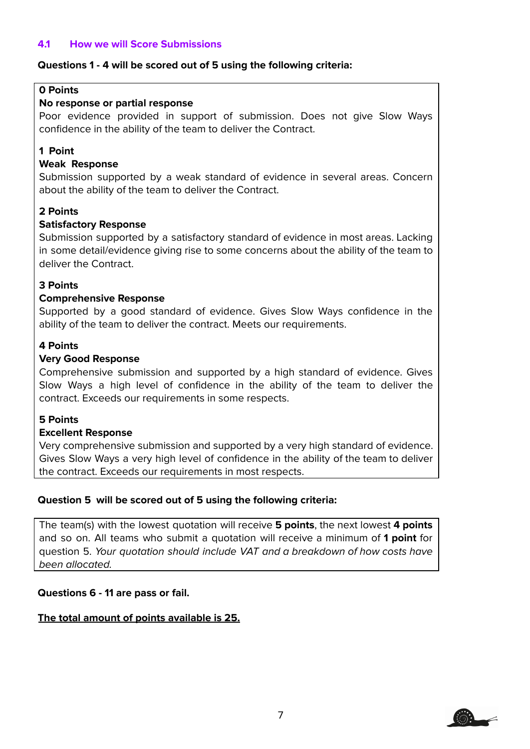### 4.1 How we will Score Submissions

**Questions 1 - 4 will be scored out of 5 using the following criteria:**

**0 Points**
**No response or partial response**
Poor evidence provided in support of submission. Does not give Slow Ways confidence in the ability of the team to deliver the Contract.

**1 Point**
**Weak Response**
Submission supported by a weak standard of evidence in several areas. Concern about the ability of the team to deliver the Contract.

**2 Points**
**Satisfactory Response**
Submission supported by a satisfactory standard of evidence in most areas. Lacking in some detail/evidence giving rise to some concerns about the ability of the team to deliver the Contract.

**3 Points**
**Comprehensive Response**
Supported by a good standard of evidence. Gives Slow Ways confidence in the ability of the team to deliver the contract. Meets our requirements.

**4 Points**
**Very Good Response**
Comprehensive submission and supported by a high standard of evidence. Gives Slow Ways a high level of confidence in the ability of the team to deliver the contract. Exceeds our requirements in some respects.

**5 Points**
**Excellent Response**
Very comprehensive submission and supported by a very high standard of evidence. Gives Slow Ways a very high level of confidence in the ability of the team to deliver the contract. Exceeds our requirements in most respects.

**Question 5 will be scored out of 5 using the following criteria:**

The team(s) with the lowest quotation will receive **5 points**, the next lowest **4 points** and so on. All teams who submit a quotation will receive a minimum of **1 point** for question 5. *Your quotation should include VAT and a breakdown of how costs have been allocated.*

**Questions 6 - 11 are pass or fail.**

**The total amount of points available is 25.**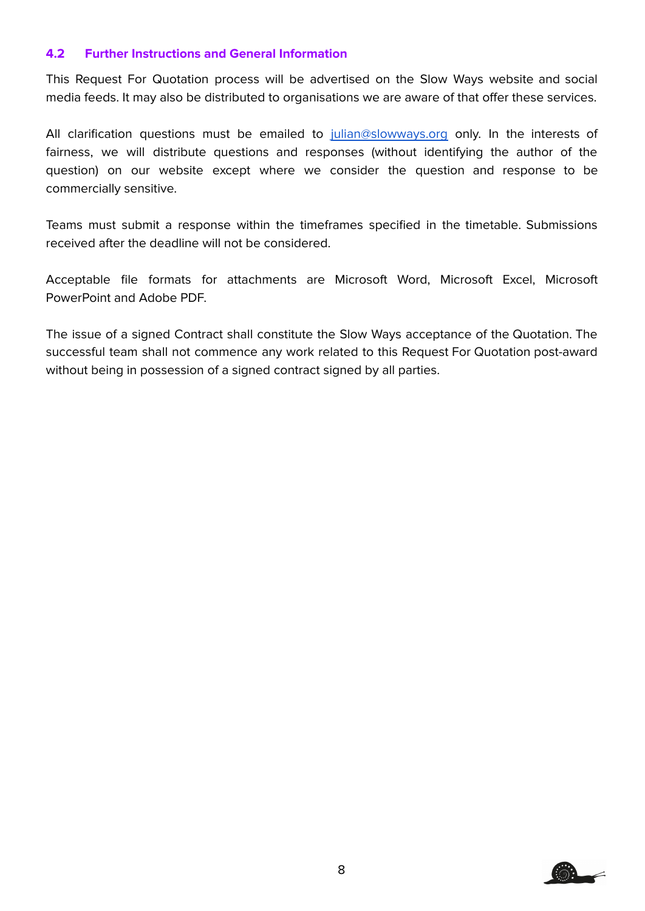### 4.2 Further Instructions and General Information

This Request For Quotation process will be advertised on the Slow Ways website and social media feeds. It may also be distributed to organisations we are aware of that offer these services.

All clarification questions must be emailed to julian@slowways.org only. In the interests of fairness, we will distribute questions and responses (without identifying the author of the question) on our website except where we consider the question and response to be commercially sensitive.

Teams must submit a response within the timeframes specified in the timetable. Submissions received after the deadline will not be considered.

Acceptable file formats for attachments are Microsoft Word, Microsoft Excel, Microsoft PowerPoint and Adobe PDF.

The issue of a signed Contract shall constitute the Slow Ways acceptance of the Quotation. The successful team shall not commence any work related to this Request For Quotation post-award without being in possession of a signed contract signed by all parties.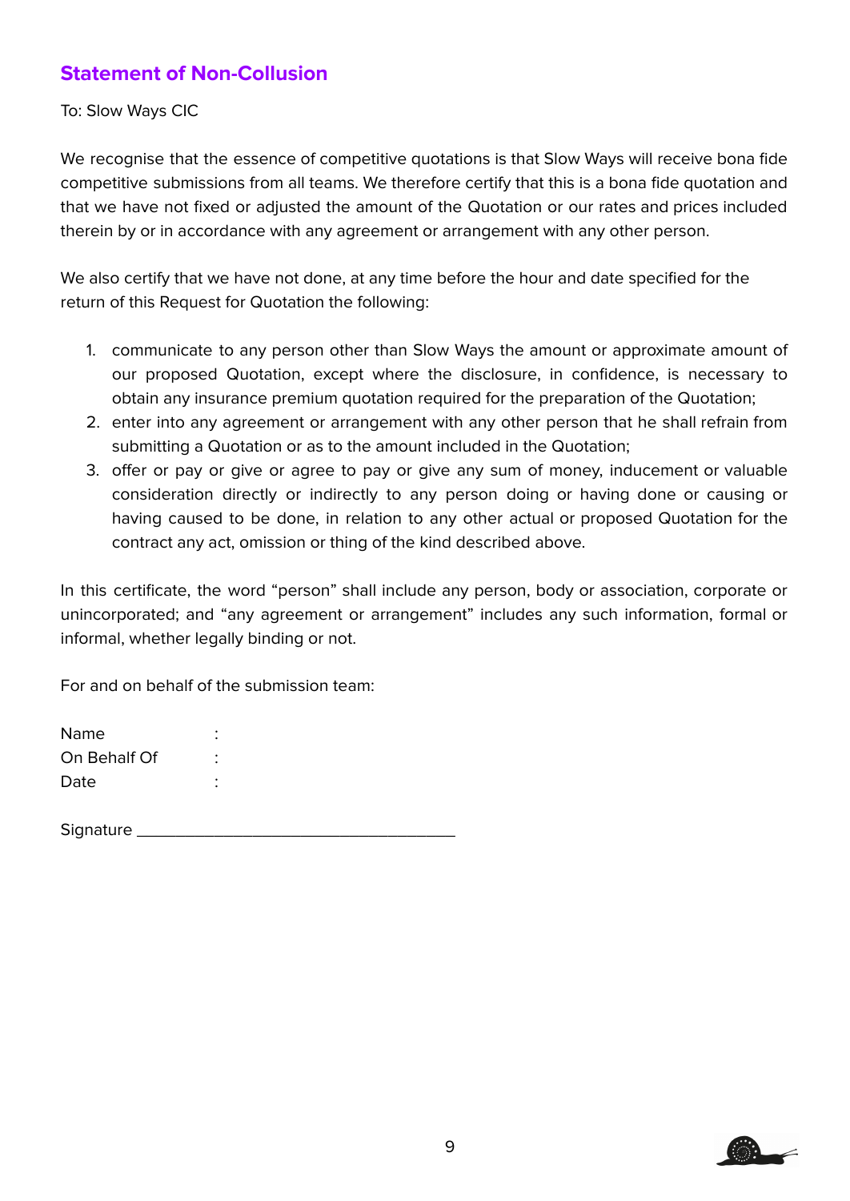## Statement of Non-Collusion

To: Slow Ways CIC

We recognise that the essence of competitive quotations is that Slow Ways will receive bona fide competitive submissions from all teams. We therefore certify that this is a bona fide quotation and that we have not fixed or adjusted the amount of the Quotation or our rates and prices included therein by or in accordance with any agreement or arrangement with any other person.

We also certify that we have not done, at any time before the hour and date specified for the return of this Request for Quotation the following:

1. communicate to any person other than Slow Ways the amount or approximate amount of our proposed Quotation, except where the disclosure, in confidence, is necessary to obtain any insurance premium quotation required for the preparation of the Quotation;
2. enter into any agreement or arrangement with any other person that he shall refrain from submitting a Quotation or as to the amount included in the Quotation;
3. offer or pay or give or agree to pay or give any sum of money, inducement or valuable consideration directly or indirectly to any person doing or having done or causing or having caused to be done, in relation to any other actual or proposed Quotation for the contract any act, omission or thing of the kind described above.

In this certificate, the word "person" shall include any person, body or association, corporate or unincorporated; and "any agreement or arrangement" includes any such information, formal or informal, whether legally binding or not.

For and on behalf of the submission team:

Name :
On Behalf Of :
Date :

Signature ___________________________________